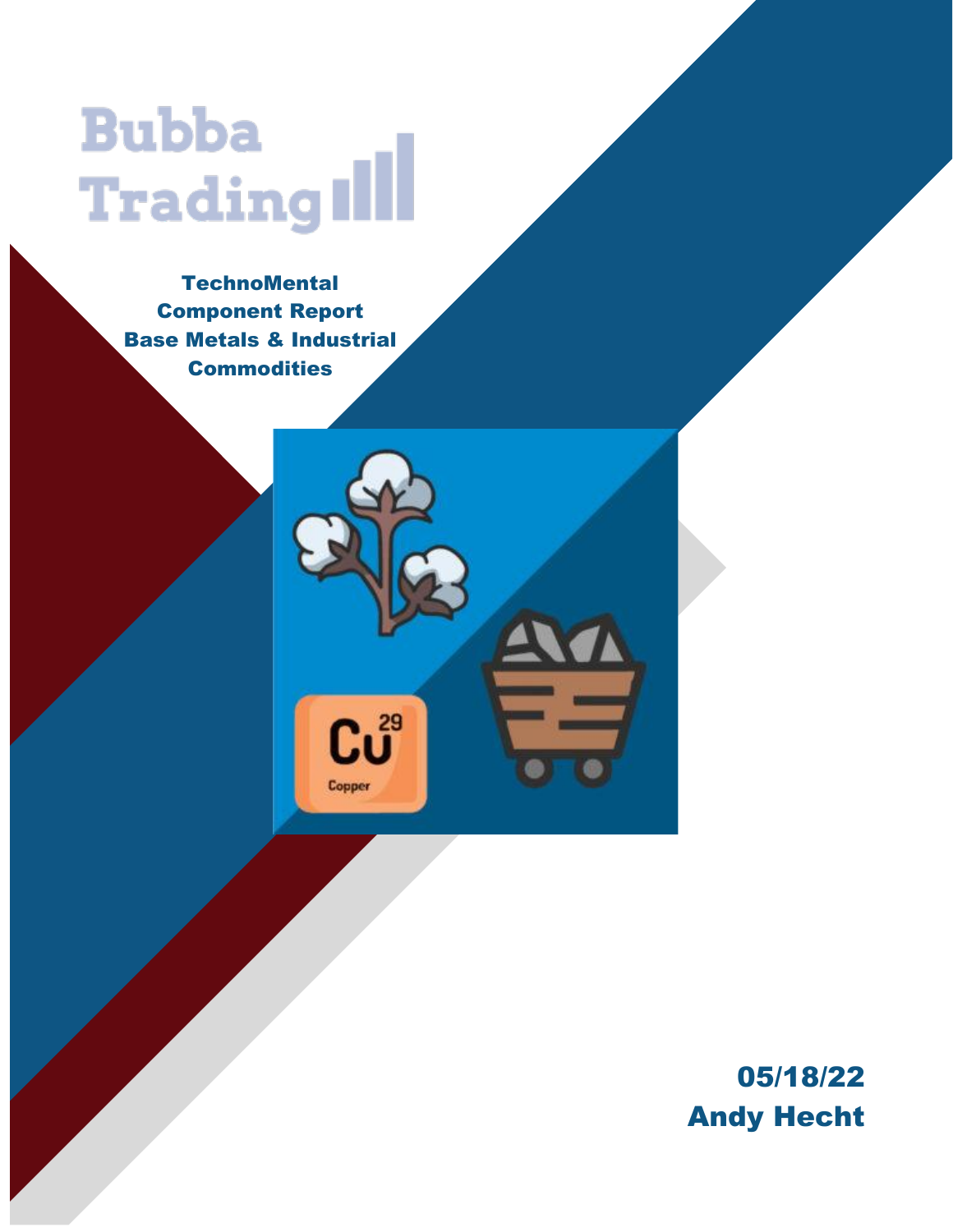# Bubba Trading

**TechnoMental Component Report Base Metals & Industrial Commodities**

**05/18/22**
**Andy Hecht**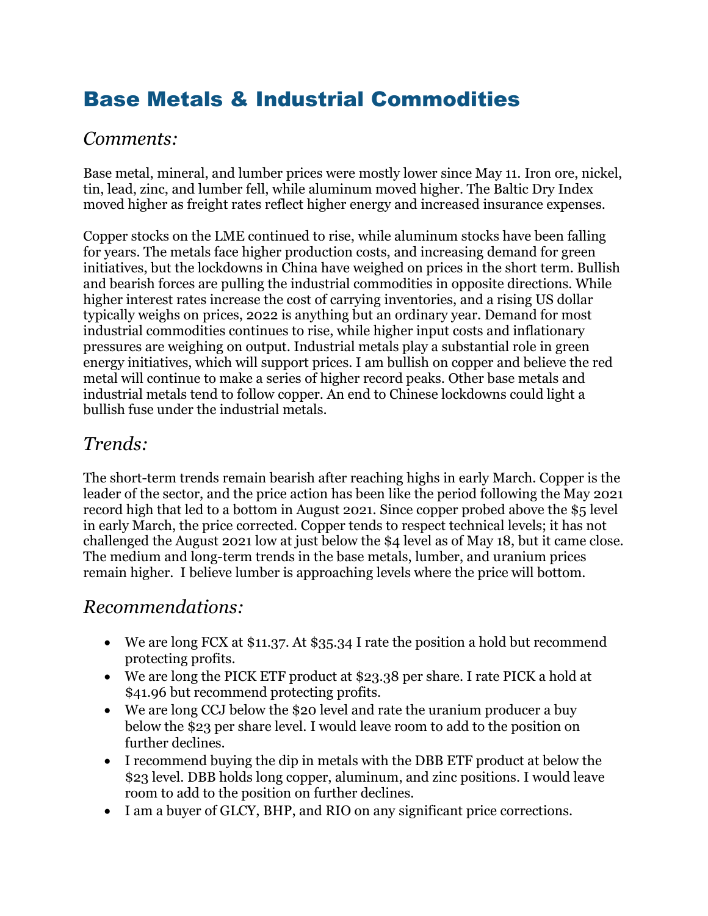# Base Metals & Industrial Commodities

## *Comments:*

Base metal, mineral, and lumber prices were mostly lower since May 11. Iron ore, nickel, tin, lead, zinc, and lumber fell, while aluminum moved higher. The Baltic Dry Index moved higher as freight rates reflect higher energy and increased insurance expenses.

Copper stocks on the LME continued to rise, while aluminum stocks have been falling for years. The metals face higher production costs, and increasing demand for green initiatives, but the lockdowns in China have weighed on prices in the short term. Bullish and bearish forces are pulling the industrial commodities in opposite directions. While higher interest rates increase the cost of carrying inventories, and a rising US dollar typically weighs on prices, 2022 is anything but an ordinary year. Demand for most industrial commodities continues to rise, while higher input costs and inflationary pressures are weighing on output. Industrial metals play a substantial role in green energy initiatives, which will support prices. I am bullish on copper and believe the red metal will continue to make a series of higher record peaks. Other base metals and industrial metals tend to follow copper. An end to Chinese lockdowns could light a bullish fuse under the industrial metals.

## *Trends:*

The short-term trends remain bearish after reaching highs in early March. Copper is the leader of the sector, and the price action has been like the period following the May 2021 record high that led to a bottom in August 2021. Since copper probed above the $5 level in early March, the price corrected. Copper tends to respect technical levels; it has not challenged the August 2021 low at just below the $4 level as of May 18, but it came close. The medium and long-term trends in the base metals, lumber, and uranium prices remain higher. I believe lumber is approaching levels where the price will bottom.

## *Recommendations:*

- We are long FCX at $11.37. At $35.34 I rate the position a hold but recommend protecting profits.
- We are long the PICK ETF product at $23.38 per share. I rate PICK a hold at $41.96 but recommend protecting profits.
- We are long CCJ below the $20 level and rate the uranium producer a buy below the $23 per share level. I would leave room to add to the position on further declines.
- I recommend buying the dip in metals with the DBB ETF product at below the $23 level. DBB holds long copper, aluminum, and zinc positions. I would leave room to add to the position on further declines.
- I am a buyer of GLCY, BHP, and RIO on any significant price corrections.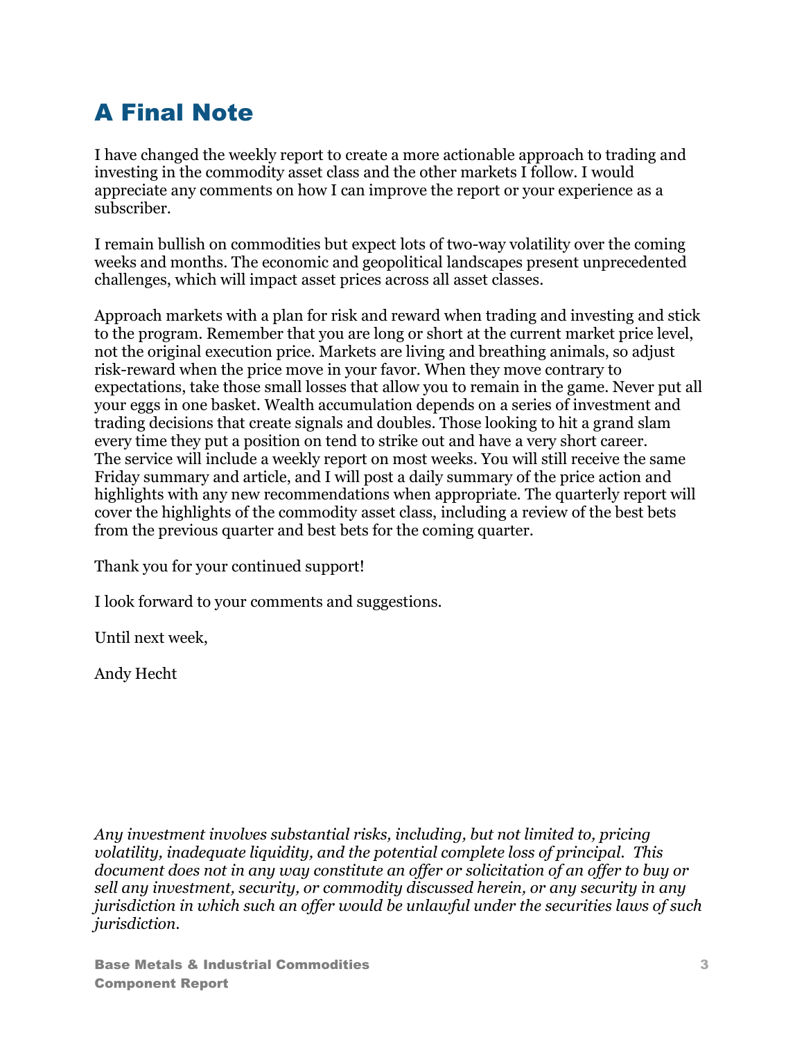# A Final Note

I have changed the weekly report to create a more actionable approach to trading and investing in the commodity asset class and the other markets I follow. I would appreciate any comments on how I can improve the report or your experience as a subscriber.

I remain bullish on commodities but expect lots of two-way volatility over the coming weeks and months. The economic and geopolitical landscapes present unprecedented challenges, which will impact asset prices across all asset classes.

Approach markets with a plan for risk and reward when trading and investing and stick to the program. Remember that you are long or short at the current market price level, not the original execution price. Markets are living and breathing animals, so adjust risk-reward when the price move in your favor. When they move contrary to expectations, take those small losses that allow you to remain in the game. Never put all your eggs in one basket. Wealth accumulation depends on a series of investment and trading decisions that create signals and doubles. Those looking to hit a grand slam every time they put a position on tend to strike out and have a very short career. The service will include a weekly report on most weeks. You will still receive the same Friday summary and article, and I will post a daily summary of the price action and highlights with any new recommendations when appropriate. The quarterly report will cover the highlights of the commodity asset class, including a review of the best bets from the previous quarter and best bets for the coming quarter.

Thank you for your continued support!

I look forward to your comments and suggestions.

Until next week,

Andy Hecht

*Any investment involves substantial risks, including, but not limited to, pricing volatility, inadequate liquidity, and the potential complete loss of principal. This document does not in any way constitute an offer or solicitation of an offer to buy or sell any investment, security, or commodity discussed herein, or any security in any jurisdiction in which such an offer would be unlawful under the securities laws of such jurisdiction.*